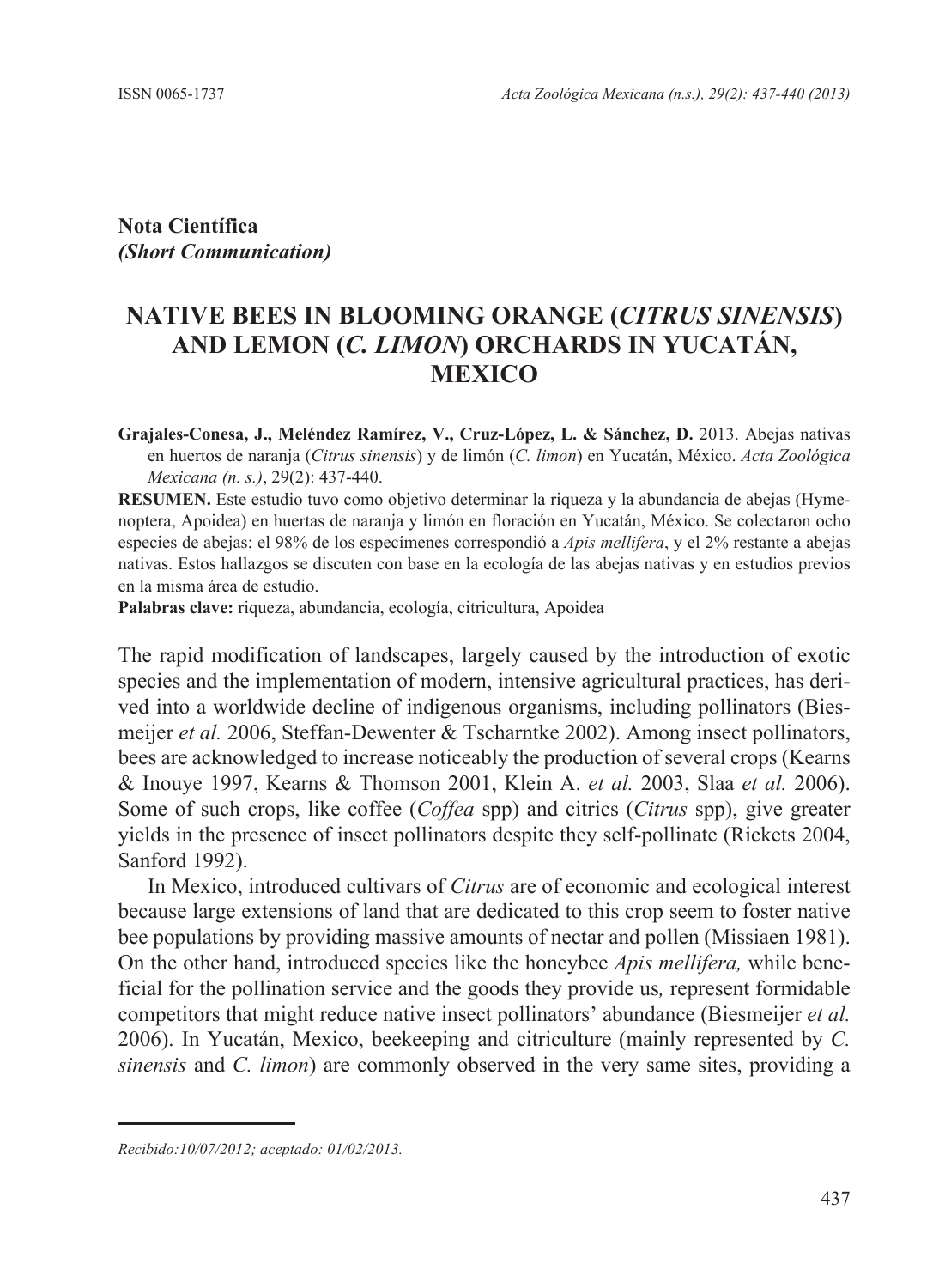**Nota Científica**
***(Short Communication)***

# NATIVE BEES IN BLOOMING ORANGE (*CITRUS SINENSIS*) AND LEMON (*C. LIMON*) ORCHARDS IN YUCATÁN, MEXICO

**Grajales-Conesa, J., Meléndez Ramírez, V., Cruz-López, L. & Sánchez, D.** 2013. Abejas nativas en huertos de naranja (*Citrus sinensis*) y de limón (*C. limon*) en Yucatán, México. *Acta Zoológica Mexicana (n. s.)*, 29(2): 437-440.

**RESUMEN.** Este estudio tuvo como objetivo determinar la riqueza y la abundancia de abejas (Hymenoptera, Apoidea) en huertas de naranja y limón en floración en Yucatán, México. Se colectaron ocho especies de abejas; el 98% de los especímenes correspondió a *Apis mellifera*, y el 2% restante a abejas nativas. Estos hallazgos se discuten con base en la ecología de las abejas nativas y en estudios previos en la misma área de estudio.

**Palabras clave:** riqueza, abundancia, ecología, citricultura, Apoidea

The rapid modification of landscapes, largely caused by the introduction of exotic species and the implementation of modern, intensive agricultural practices, has derived into a worldwide decline of indigenous organisms, including pollinators (Biesmeijer *et al.* 2006, Steffan-Dewenter & Tscharntke 2002). Among insect pollinators, bees are acknowledged to increase noticeably the production of several crops (Kearns & Inouye 1997, Kearns & Thomson 2001, Klein A. *et al.* 2003, Slaa *et al.* 2006). Some of such crops, like coffee (*Coffea* spp) and citrics (*Citrus* spp), give greater yields in the presence of insect pollinators despite they self-pollinate (Rickets 2004, Sanford 1992).

In Mexico, introduced cultivars of *Citrus* are of economic and ecological interest because large extensions of land that are dedicated to this crop seem to foster native bee populations by providing massive amounts of nectar and pollen (Missiaen 1981). On the other hand, introduced species like the honeybee *Apis mellifera,* while beneficial for the pollination service and the goods they provide us*,* represent formidable competitors that might reduce native insect pollinators' abundance (Biesmeijer *et al.* 2006). In Yucatán, Mexico, beekeeping and citriculture (mainly represented by *C. sinensis* and *C. limon*) are commonly observed in the very same sites, providing a

*Recibido:10/07/2012; aceptado: 01/02/2013.*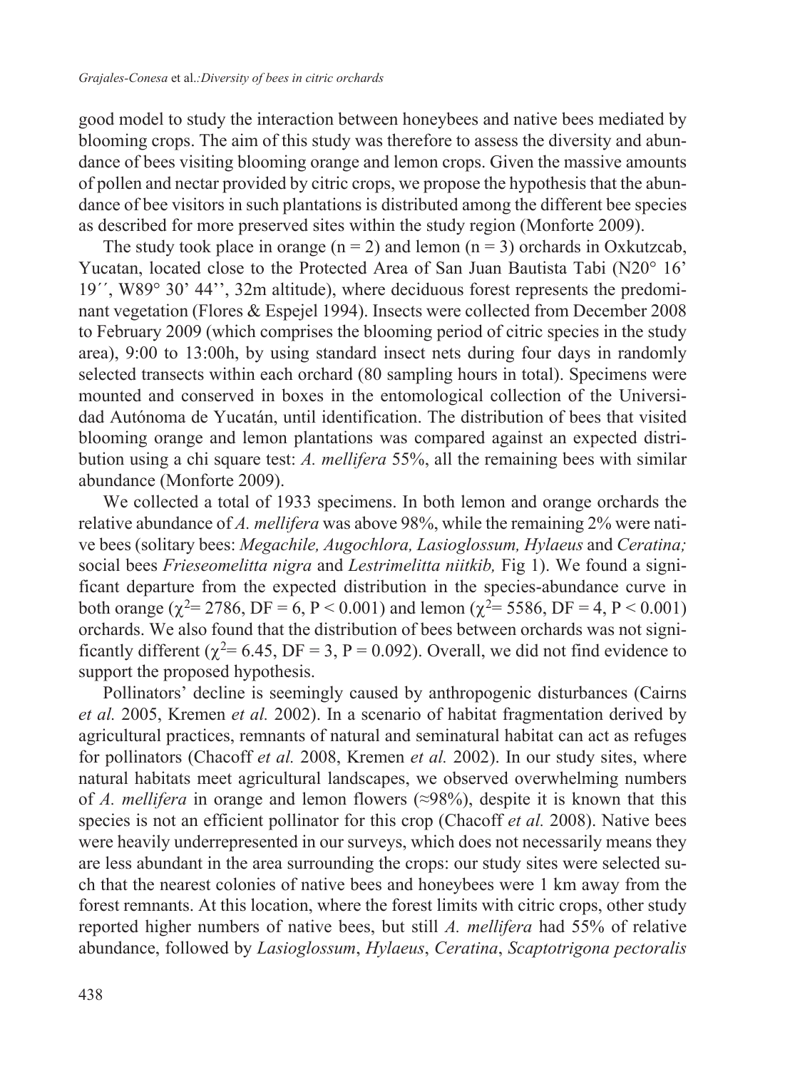good model to study the interaction between honeybees and native bees mediated by blooming crops. The aim of this study was therefore to assess the diversity and abundance of bees visiting blooming orange and lemon crops. Given the massive amounts of pollen and nectar provided by citric crops, we propose the hypothesis that the abundance of bee visitors in such plantations is distributed among the different bee species as described for more preserved sites within the study region (Monforte 2009).

The study took place in orange ($n = 2$) and lemon ($n = 3$) orchards in Oxkutzcab, Yucatan, located close to the Protected Area of San Juan Bautista Tabi (N20° 16' 19´´, W89° 30' 44'', 32m altitude), where deciduous forest represents the predominant vegetation (Flores & Espejel 1994). Insects were collected from December 2008 to February 2009 (which comprises the blooming period of citric species in the study area), 9:00 to 13:00h, by using standard insect nets during four days in randomly selected transects within each orchard (80 sampling hours in total). Specimens were mounted and conserved in boxes in the entomological collection of the Universidad Autónoma de Yucatán, until identification. The distribution of bees that visited blooming orange and lemon plantations was compared against an expected distribution using a chi square test: *A. mellifera* 55%, all the remaining bees with similar abundance (Monforte 2009).

We collected a total of 1933 specimens. In both lemon and orange orchards the relative abundance of *A. mellifera* was above 98%, while the remaining 2% were native bees (solitary bees: *Megachile, Augochlora, Lasioglossum, Hylaeus* and *Ceratina;* social bees *Frieseomelitta nigra* and *Lestrimelitta niitkib,* Fig 1). We found a significant departure from the expected distribution in the species-abundance curve in both orange ($\chi^2 = 2786$, DF = 6, $P < 0.001$) and lemon ($\chi^2 = 5586$, DF = 4, $P < 0.001$) orchards. We also found that the distribution of bees between orchards was not significantly different ($\chi^2 = 6.45$, DF = 3, $P = 0.092$). Overall, we did not find evidence to support the proposed hypothesis.

Pollinators' decline is seemingly caused by anthropogenic disturbances (Cairns *et al.* 2005, Kremen *et al.* 2002). In a scenario of habitat fragmentation derived by agricultural practices, remnants of natural and seminatural habitat can act as refuges for pollinators (Chacoff *et al.* 2008, Kremen *et al.* 2002). In our study sites, where natural habitats meet agricultural landscapes, we observed overwhelming numbers of *A. mellifera* in orange and lemon flowers (≈98%), despite it is known that this species is not an efficient pollinator for this crop (Chacoff *et al.* 2008). Native bees were heavily underrepresented in our surveys, which does not necessarily means they are less abundant in the area surrounding the crops: our study sites were selected such that the nearest colonies of native bees and honeybees were 1 km away from the forest remnants. At this location, where the forest limits with citric crops, other study reported higher numbers of native bees, but still *A. mellifera* had 55% of relative abundance, followed by *Lasioglossum*, *Hylaeus*, *Ceratina*, *Scaptotrigona pectoralis*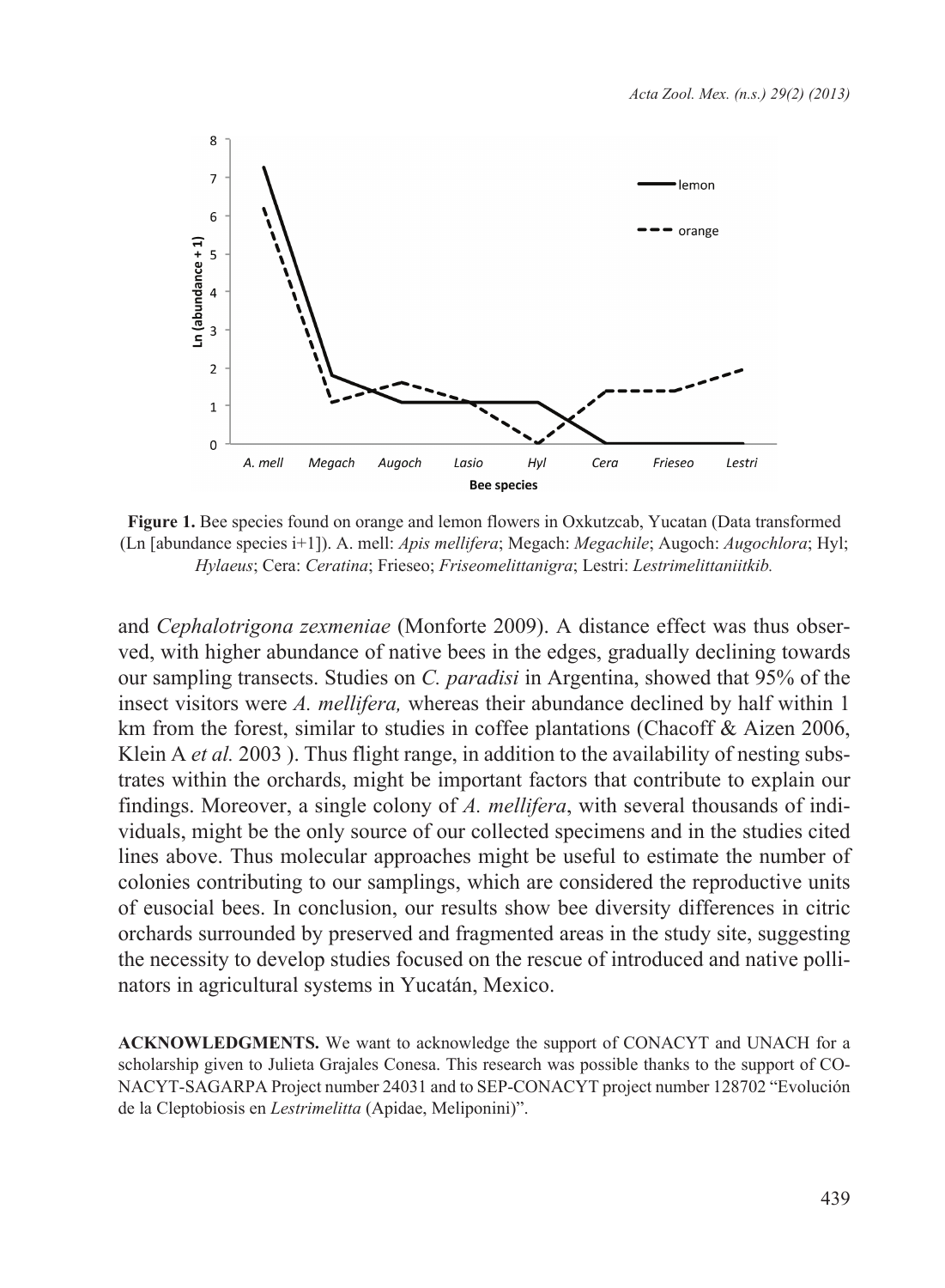**Figure 1.** Bee species found on orange and lemon flowers in Oxkutzcab, Yucatan (Data transformed (Ln [abundance species i+1]). A. mell: *Apis mellifera*; Megach: *Megachile*; Augoch: *Augochlora*; Hyl; *Hylaeus*; Cera: *Ceratina*; Frieseo; *Friseomelittanigra*; Lestri: *Lestrimelittaniitkib.*

and *Cephalotrigona zexmeniae* (Monforte 2009). A distance effect was thus observed, with higher abundance of native bees in the edges, gradually declining towards our sampling transects. Studies on *C. paradisi* in Argentina, showed that 95% of the insect visitors were *A. mellifera,* whereas their abundance declined by half within 1 km from the forest, similar to studies in coffee plantations (Chacoff & Aizen 2006, Klein A *et al.* 2003 ). Thus flight range, in addition to the availability of nesting substrates within the orchards, might be important factors that contribute to explain our findings. Moreover, a single colony of *A. mellifera*, with several thousands of individuals, might be the only source of our collected specimens and in the studies cited lines above. Thus molecular approaches might be useful to estimate the number of colonies contributing to our samplings, which are considered the reproductive units of eusocial bees. In conclusion, our results show bee diversity differences in citric orchards surrounded by preserved and fragmented areas in the study site, suggesting the necessity to develop studies focused on the rescue of introduced and native pollinators in agricultural systems in Yucatán, Mexico.

**ACKNOWLEDGMENTS.** We want to acknowledge the support of CONACYT and UNACH for a scholarship given to Julieta Grajales Conesa. This research was possible thanks to the support of CONACYT-SAGARPA Project number 24031 and to SEP-CONACYT project number 128702 "Evolución de la Cleptobiosis en *Lestrimelitta* (Apidae, Meliponini)".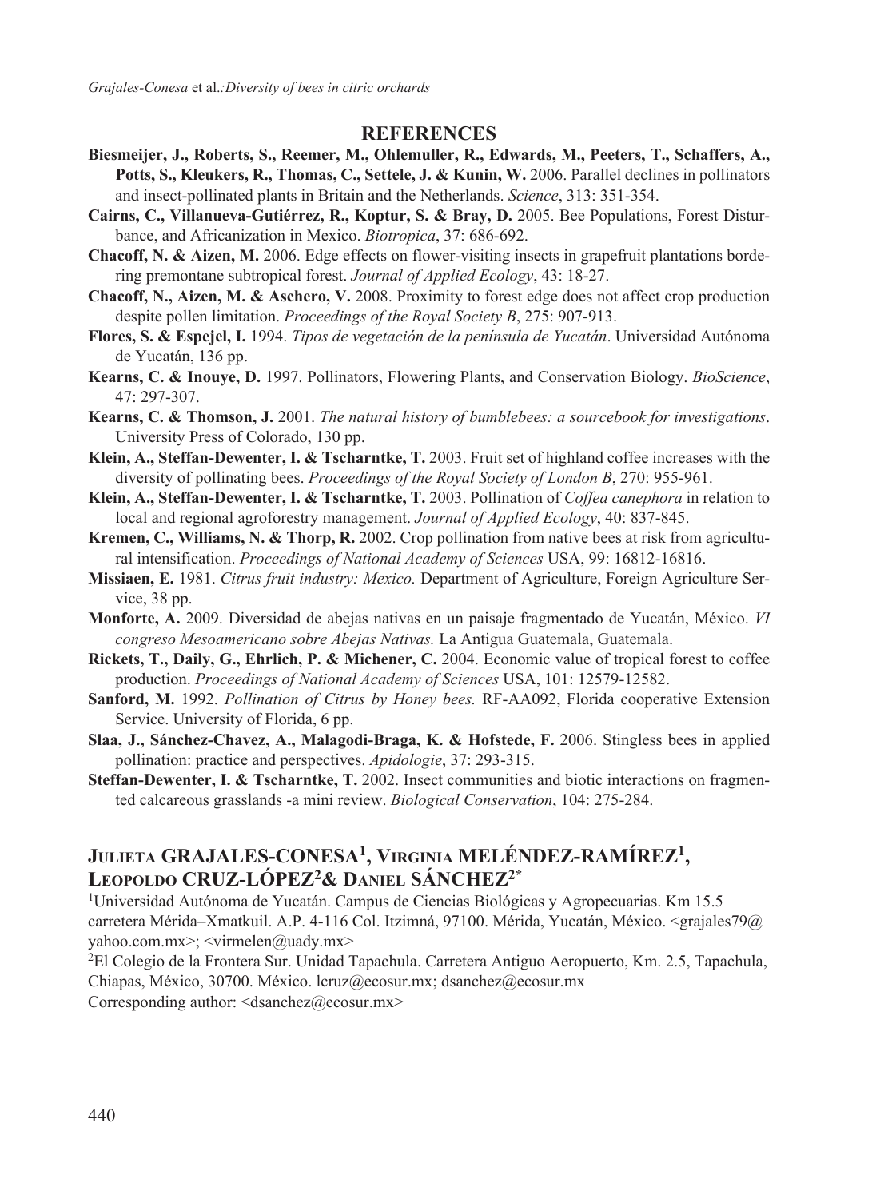## REFERENCES

**Biesmeijer, J., Roberts, S., Reemer, M., Ohlemuller, R., Edwards, M., Peeters, T., Schaffers, A., Potts, S., Kleukers, R., Thomas, C., Settele, J. & Kunin, W.** 2006. Parallel declines in pollinators and insect-pollinated plants in Britain and the Netherlands. *Science*, 313: 351-354.

**Cairns, C., Villanueva-Gutiérrez, R., Koptur, S. & Bray, D.** 2005. Bee Populations, Forest Disturbance, and Africanization in Mexico. *Biotropica*, 37: 686-692.

**Chacoff, N. & Aizen, M.** 2006. Edge effects on flower-visiting insects in grapefruit plantations bordering premontane subtropical forest. *Journal of Applied Ecology*, 43: 18-27.

**Chacoff, N., Aizen, M. & Aschero, V.** 2008. Proximity to forest edge does not affect crop production despite pollen limitation. *Proceedings of the Royal Society B*, 275: 907-913.

**Flores, S. & Espejel, I.** 1994. *Tipos de vegetación de la península de Yucatán*. Universidad Autónoma de Yucatán, 136 pp.

**Kearns, C. & Inouye, D.** 1997. Pollinators, Flowering Plants, and Conservation Biology. *BioScience*, 47: 297-307.

**Kearns, C. & Thomson, J.** 2001. *The natural history of bumblebees: a sourcebook for investigations*. University Press of Colorado, 130 pp.

**Klein, A., Steffan-Dewenter, I. & Tscharntke, T.** 2003. Fruit set of highland coffee increases with the diversity of pollinating bees. *Proceedings of the Royal Society of London B*, 270: 955-961.

**Klein, A., Steffan-Dewenter, I. & Tscharntke, T.** 2003. Pollination of *Coffea canephora* in relation to local and regional agroforestry management. *Journal of Applied Ecology*, 40: 837-845.

**Kremen, C., Williams, N. & Thorp, R.** 2002. Crop pollination from native bees at risk from agricultural intensification. *Proceedings of National Academy of Sciences* USA, 99: 16812-16816.

**Missiaen, E.** 1981. *Citrus fruit industry: Mexico.* Department of Agriculture, Foreign Agriculture Service, 38 pp.

**Monforte, A.** 2009. Diversidad de abejas nativas en un paisaje fragmentado de Yucatán, México. *VI congreso Mesoamericano sobre Abejas Nativas.* La Antigua Guatemala, Guatemala.

**Rickets, T., Daily, G., Ehrlich, P. & Michener, C.** 2004. Economic value of tropical forest to coffee production. *Proceedings of National Academy of Sciences* USA, 101: 12579-12582.

**Sanford, M.** 1992. *Pollination of Citrus by Honey bees.* RF-AA092, Florida cooperative Extension Service. University of Florida, 6 pp.

**Slaa, J., Sánchez-Chavez, A., Malagodi-Braga, K. & Hofstede, F.** 2006. Stingless bees in applied pollination: practice and perspectives. *Apidologie*, 37: 293-315.

**Steffan-Dewenter, I. & Tscharntke, T.** 2002. Insect communities and biotic interactions on fragmented calcareous grasslands -a mini review. *Biological Conservation*, 104: 275-284.

## Julieta GRAJALES-CONESA[1], Virginia MELÉNDEZ-RAMÍREZ[1], Leopoldo CRUZ-LÓPEZ[2] & Daniel SÁNCHEZ[2*]

[1]Universidad Autónoma de Yucatán. Campus de Ciencias Biológicas y Agropecuarias. Km 15.5 carretera Mérida–Xmatkuil. A.P. 4-116 Col. Itzimná, 97100. Mérida, Yucatán, México. <grajales79@yahoo.com.mx>; <virmelen@uady.mx>

[2]El Colegio de la Frontera Sur. Unidad Tapachula. Carretera Antiguo Aeropuerto, Km. 2.5, Tapachula, Chiapas, México, 30700. México. lcruz@ecosur.mx; dsanchez@ecosur.mx

Corresponding author: <dsanchez@ecosur.mx>